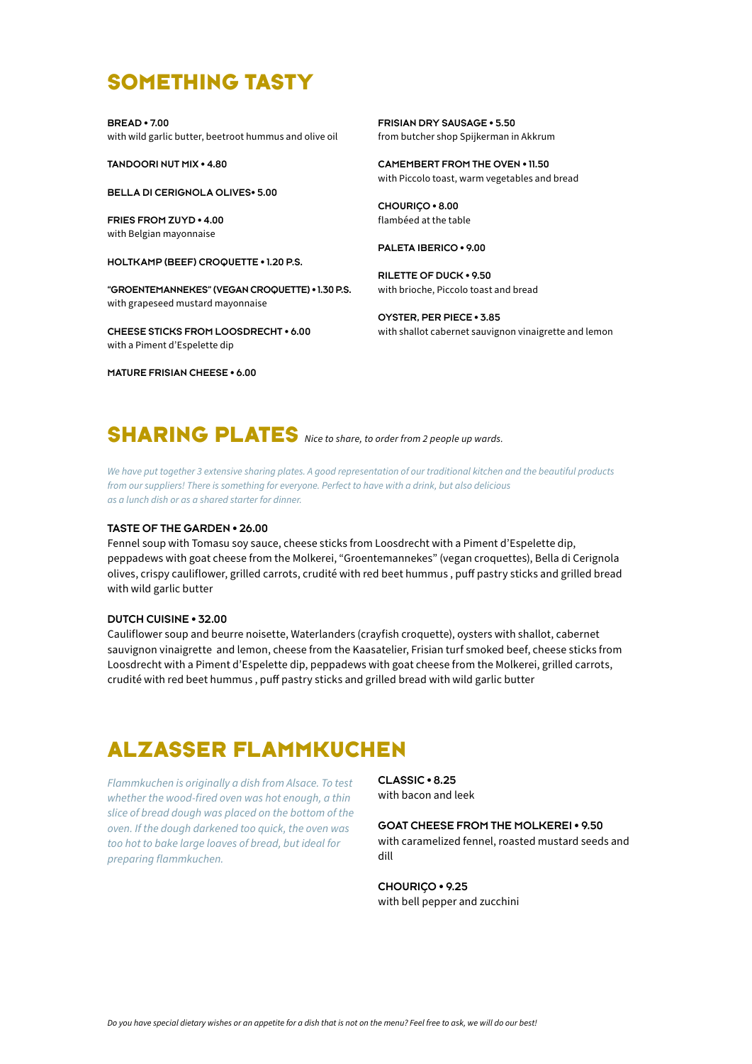# SOMETHING TASTY

**BREAD • 7.00**
with wild garlic butter, beetroot hummus and olive oil

**TANDOORI NUT MIX • 4.80**

**BELLA DI CERIGNOLA OLIVES• 5.00**

**FRIES FROM ZUYD • 4.00**
with Belgian mayonnaise

**HOLTKAMP (BEEF) CROQUETTE • 1.20 P.S.**

**"GROENTEMANNEKES" (VEGAN CROQUETTE) • 1.30 P.S.**
with grapeseed mustard mayonnaise

**CHEESE STICKS FROM LOOSDRECHT • 6.00**
with a Piment d'Espelette dip

**MATURE FRISIAN CHEESE • 6.00**

**FRISIAN DRY SAUSAGE • 5.50**
from butcher shop Spijkerman in Akkrum

**CAMEMBERT FROM THE OVEN • 11.50**
with Piccolo toast, warm vegetables and bread

**CHOURIÇO • 8.00**
flambéed at the table

**PALETA IBERICO • 9.00**

**RILETTE OF DUCK • 9.50**
with brioche, Piccolo toast and bread

**OYSTER, PER PIECE • 3.85**
with shallot cabernet sauvignon vinaigrette and lemon

# SHARING PLATES *Nice to share, to order from 2 people up wards.*

*We have put together 3 extensive sharing plates. A good representation of our traditional kitchen and the beautiful products from our suppliers! There is something for everyone. Perfect to have with a drink, but also delicious as a lunch dish or as a shared starter for dinner.*

**TASTE OF THE GARDEN • 26.00**
Fennel soup with Tomasu soy sauce, cheese sticks from Loosdrecht with a Piment d'Espelette dip, peppadews with goat cheese from the Molkerei, "Groentemannekes" (vegan croquettes), Bella di Cerignola olives, crispy cauliflower, grilled carrots, crudité with red beet hummus , puff pastry sticks and grilled bread with wild garlic butter

**DUTCH CUISINE • 32.00**
Cauliflower soup and beurre noisette, Waterlanders (crayfish croquette), oysters with shallot, cabernet sauvignon vinaigrette and lemon, cheese from the Kaasatelier, Frisian turf smoked beef, cheese sticks from Loosdrecht with a Piment d'Espelette dip, peppadews with goat cheese from the Molkerei, grilled carrots, crudité with red beet hummus , puff pastry sticks and grilled bread with wild garlic butter

# ALZASSER FLAMMKUCHEN

*Flammkuchen is originally a dish from Alsace. To test whether the wood-fired oven was hot enough, a thin slice of bread dough was placed on the bottom of the oven. If the dough darkened too quick, the oven was too hot to bake large loaves of bread, but ideal for preparing flammkuchen.*

**CLASSIC • 8.25**
with bacon and leek

**GOAT CHEESE FROM THE MOLKEREI • 9.50**
with caramelized fennel, roasted mustard seeds and dill

**CHOURIÇO • 9.25**
with bell pepper and zucchini

*Do you have special dietary wishes or an appetite for a dish that is not on the menu? Feel free to ask, we will do our best!*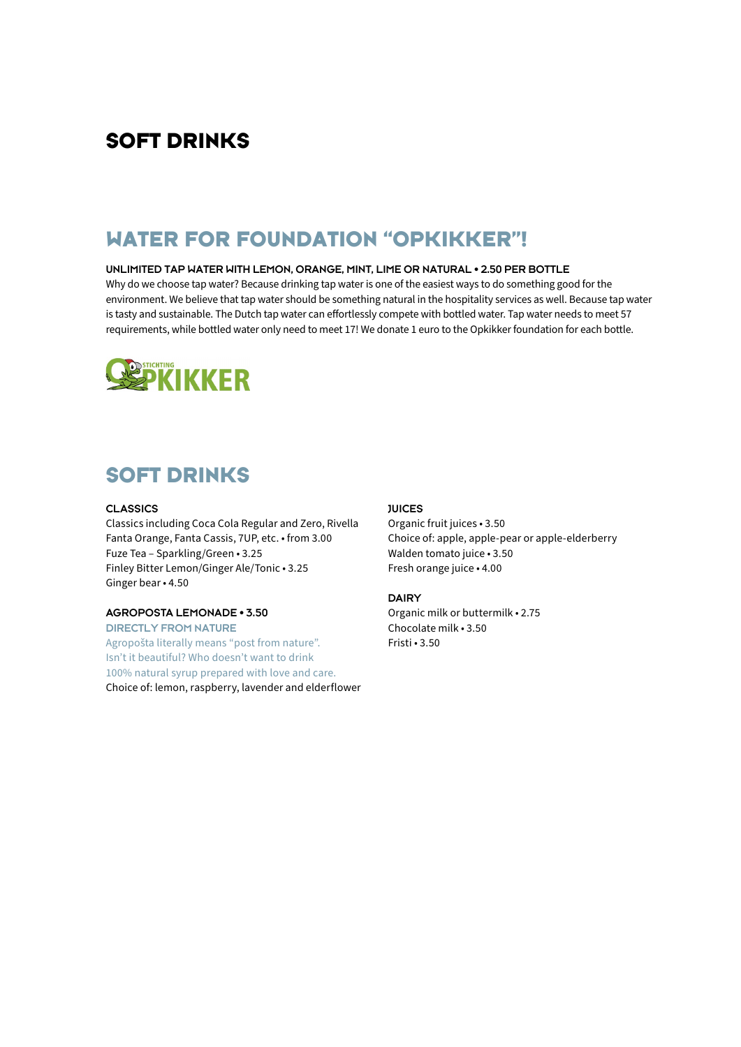# SOFT DRINKS

## WATER FOR FOUNDATION "OPKIKKER"!

### UNLIMITED TAP WATER WITH LEMON, ORANGE, MINT, LIME OR NATURAL • 2.50 PER BOTTLE

Why do we choose tap water? Because drinking tap water is one of the easiest ways to do something good for the environment. We believe that tap water should be something natural in the hospitality services as well. Because tap water is tasty and sustainable. The Dutch tap water can effortlessly compete with bottled water. Tap water needs to meet 57 requirements, while bottled water only need to meet 17! We donate 1 euro to the Opkikker foundation for each bottle.

STICHTING OPKIKKER

## SOFT DRINKS

### CLASSICS

Classics including Coca Cola Regular and Zero, Rivella
Fanta Orange, Fanta Cassis, 7UP, etc. • from 3.00
Fuze Tea – Sparkling/Green • 3.25
Finley Bitter Lemon/Ginger Ale/Tonic • 3.25
Ginger bear • 4.50

### AGROPOSTA LEMONADE • 3.50

DIRECTLY FROM NATURE

Agropošta literally means "post from nature".
Isn't it beautiful? Who doesn't want to drink
100% natural syrup prepared with love and care.

Choice of: lemon, raspberry, lavender and elderflower

### JUICES

Organic fruit juices • 3.50
Choice of: apple, apple-pear or apple-elderberry
Walden tomato juice • 3.50
Fresh orange juice • 4.00

### DAIRY

Organic milk or buttermilk • 2.75
Chocolate milk • 3.50
Fristi • 3.50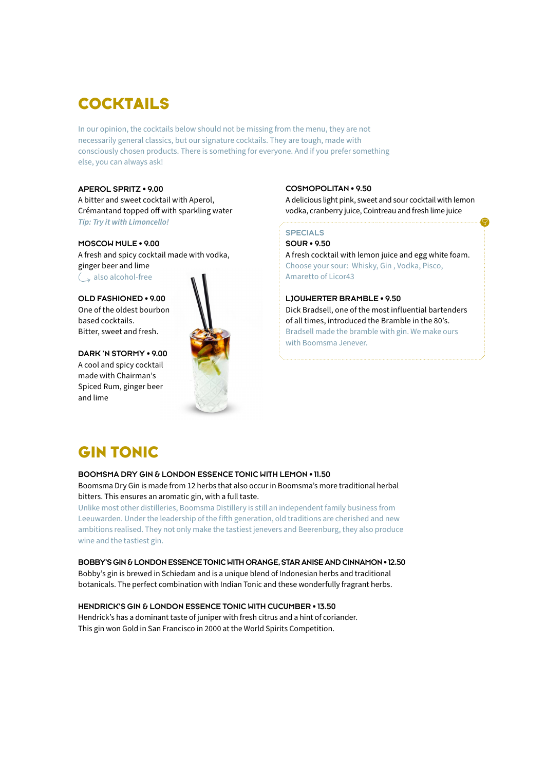# COCKTAILS

In our opinion, the cocktails below should not be missing from the menu, they are not necessarily general classics, but our signature cocktails. They are tough, made with consciously chosen products. There is something for everyone. And if you prefer something else, you can always ask!

### APEROL SPRITZ • 9.00

A bitter and sweet cocktail with Aperol, Crémantand topped off with sparkling water

*Tip: Try it with Limoncello!*

### MOSCOW MULE • 9.00

A fresh and spicy cocktail made with vodka, ginger beer and lime

also alcohol-free

### OLD FASHIONED • 9.00

One of the oldest bourbon based cocktails.
Bitter, sweet and fresh.

### DARK 'N STORMY • 9.00

A cool and spicy cocktail made with Chairman's Spiced Rum, ginger beer and lime

### COSMOPOLITAN • 9.50

A delicious light pink, sweet and sour cocktail with lemon vodka, cranberry juice, Cointreau and fresh lime juice

## SPECIALS

### SOUR • 9.50

A fresh cocktail with lemon juice and egg white foam.
Choose your sour: Whisky, Gin , Vodka, Pisco, Amaretto of Licor43

### LJOUWERTER BRAMBLE • 9.50

Dick Bradsell, one of the most influential bartenders of all times, introduced the Bramble in the 80's.
Bradsell made the bramble with gin. We make ours with Boomsma Jenever.

# GIN TONIC

### BOOMSMA DRY GIN & LONDON ESSENCE TONIC WITH LEMON • 11.50

Boomsma Dry Gin is made from 12 herbs that also occur in Boomsma's more traditional herbal bitters. This ensures an aromatic gin, with a full taste.
Unlike most other distilleries, Boomsma Distillery is still an independent family business from Leeuwarden. Under the leadership of the fifth generation, old traditions are cherished and new ambitions realised. They not only make the tastiest jenevers and Beerenburg, they also produce wine and the tastiest gin.

### BOBBY'S GIN & LONDON ESSENCE TONIC WITH ORANGE, STAR ANISE AND CINNAMON • 12.50

Bobby's gin is brewed in Schiedam and is a unique blend of Indonesian herbs and traditional botanicals. The perfect combination with Indian Tonic and these wonderfully fragrant herbs.

### HENDRICK'S GIN & LONDON ESSENCE TONIC WITH CUCUMBER • 13.50

Hendrick's has a dominant taste of juniper with fresh citrus and a hint of coriander.
This gin won Gold in San Francisco in 2000 at the World Spirits Competition.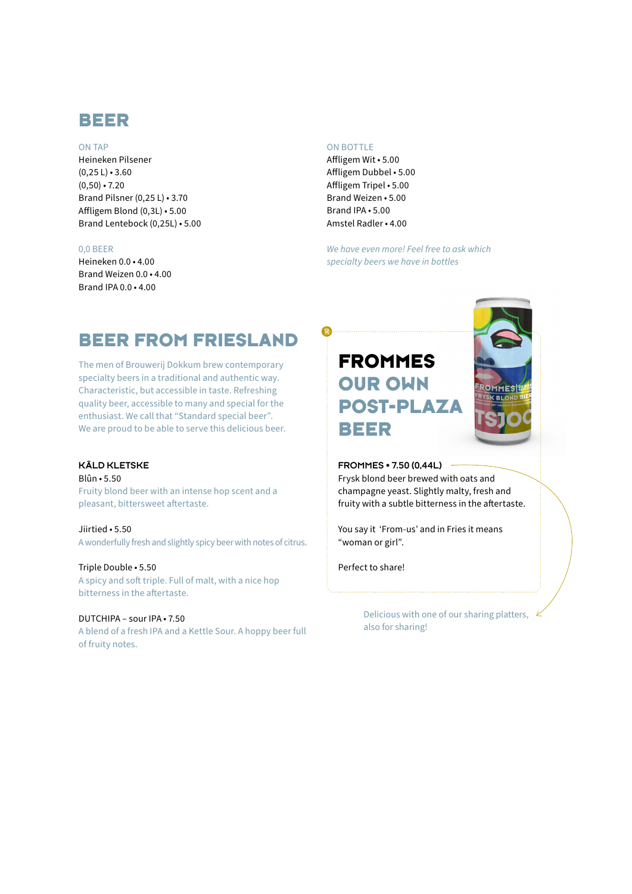# BEER

### ON TAP

Heineken Pilsener
(0,25 L) • 3.60
(0,50) • 7.20
Brand Pilsner (0,25 L) • 3.70
Affligem Blond (0,3L) • 5.00
Brand Lentebock (0,25L) • 5.00

### 0,0 BEER

Heineken 0.0 • 4.00
Brand Weizen 0.0 • 4.00
Brand IPA 0.0 • 4.00

### ON BOTTLE

Affligem Wit • 5.00
Affligem Dubbel • 5.00
Affligem Tripel • 5.00
Brand Weizen • 5.00
Brand IPA • 5.00
Amstel Radler • 4.00

*We have even more! Feel free to ask which specialty beers we have in bottles*

# BEER FROM FRIESLAND

The men of Brouwerij Dokkum brew contemporary specialty beers in a traditional and authentic way. Characteristic, but accessible in taste. Refreshing quality beer, accessible to many and special for the enthusiast. We call that “Standard special beer”. We are proud to be able to serve this delicious beer.

### KÅLD KLETSKE

Blûn • 5.50
Fruity blond beer with an intense hop scent and a pleasant, bittersweet aftertaste.

Jiirtied • 5.50
A wonderfully fresh and slightly spicy beer with notes of citrus.

Triple Double • 5.50
A spicy and soft triple. Full of malt, with a nice hop bitterness in the aftertaste.

DUTCHIPA – sour IPA • 7.50
A blend of a fresh IPA and a Kettle Sour. A hoppy beer full of fruity notes.

# FROMMES OUR OWN POST-PLAZA BEER

**FROMMES • 7.50 (0,44L)**
Frysk blond beer brewed with oats and champagne yeast. Slightly malty, fresh and fruity with a subtle bitterness in the aftertaste.

You say it ‘From-us’ and in Fries it means “woman or girl”.

Perfect to share!

Delicious with one of our sharing platters, also for sharing!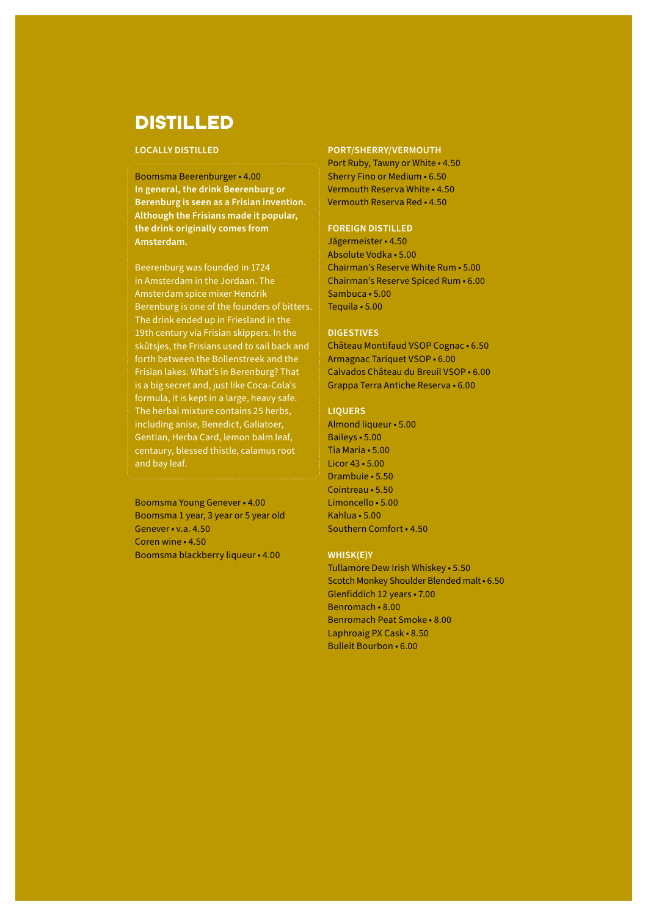# DISTILLED

## LOCALLY DISTILLED

Boomsma Beerenburger • 4.00

**In general, the drink Beerenburg or Berenburg is seen as a Frisian invention. Although the Frisians made it popular, the drink originally comes from Amsterdam.**

Beerenburg was founded in 1724 in Amsterdam in the Jordaan. The Amsterdam spice mixer Hendrik Berenburg is one of the founders of bitters. The drink ended up in Friesland in the 19th century via Frisian skippers. In the skûtsjes, the Frisians used to sail back and forth between the Bollenstreek and the Frisian lakes. What's in Berenburg? That is a big secret and, just like Coca-Cola's formula, it is kept in a large, heavy safe. The herbal mixture contains 25 herbs, including anise, Benedict, Galiatoer, Gentian, Herba Card, lemon balm leaf, centaury, blessed thistle, calamus root and bay leaf.

Boomsma Young Genever • 4.00
Boomsma 1 year, 3 year or 5 year old Genever • v.a. 4.50
Coren wine • 4.50
Boomsma blackberry liqueur • 4.00

## PORT/SHERRY/VERMOUTH

Port Ruby, Tawny or White • 4.50
Sherry Fino or Medium • 6.50
Vermouth Reserva White • 4.50
Vermouth Reserva Red • 4.50

## FOREIGN DISTILLED

Jägermeister • 4.50
Absolute Vodka • 5.00
Chairman's Reserve White Rum • 5.00
Chairman's Reserve Spiced Rum • 6.00
Sambuca • 5.00
Tequila • 5.00

## DIGESTIVES

Château Montifaud VSOP Cognac • 6.50
Armagnac Tariquet VSOP • 6.00
Calvados Château du Breuil VSOP • 6.00
Grappa Terra Antiche Reserva • 6.00

## LIQUERS

Almond liqueur • 5.00
Baileys • 5.00
Tia Maria • 5.00
Licor 43 • 5.00
Drambuie • 5.50
Cointreau • 5.50
Limoncello • 5.00
Kahlua • 5.00
Southern Comfort • 4.50

## WHISK(E)Y

Tullamore Dew Irish Whiskey • 5.50
Scotch Monkey Shoulder Blended malt • 6.50
Glenfiddich 12 years • 7.00
Benromach • 8.00
Benromach Peat Smoke • 8.00
Laphroaig PX Cask • 8.50
Bulleit Bourbon • 6.00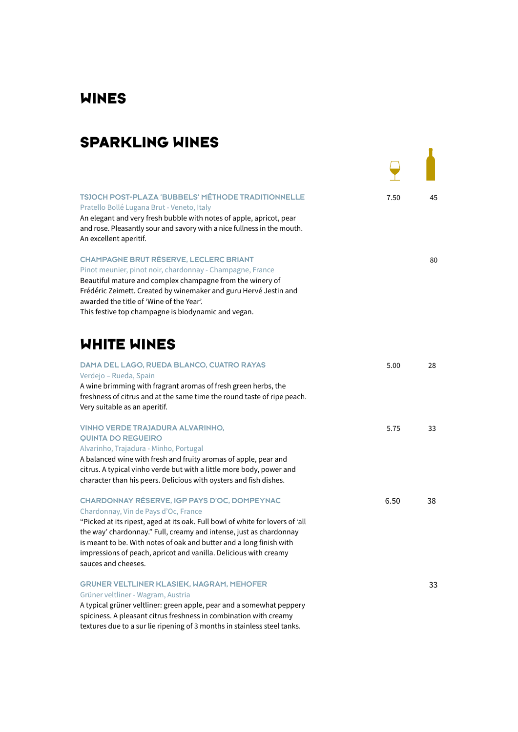# WINES

## SPARKLING WINES

| | Glass | Bottle |
|---|---|---|
| **TSJOCH POST-PLAZA 'BUBBELS' MÉTHODE TRADITIONNELLE**<br>Pratello Bollé Lugana Brut - Veneto, Italy<br>An elegant and very fresh bubble with notes of apple, apricot, pear and rose. Pleasantly sour and savory with a nice fullness in the mouth. An excellent aperitif. | 7.50 | 45 |
| **CHAMPAGNE BRUT RÉSERVE, LECLERC BRIANT**<br>Pinot meunier, pinot noir, chardonnay - Champagne, France<br>Beautiful mature and complex champagne from the winery of Frédéric Zeimett. Created by winemaker and guru Hervé Jestin and awarded the title of 'Wine of the Year'.<br>This festive top champagne is biodynamic and vegan. | | 80 |

## WHITE WINES

| | Glass | Bottle |
|---|---|---|
| **DAMA DEL LAGO, RUEDA BLANCO, CUATRO RAYAS**<br>Verdejo – Rueda, Spain<br>A wine brimming with fragrant aromas of fresh green herbs, the freshness of citrus and at the same time the round taste of ripe peach. Very suitable as an aperitif. | 5.00 | 28 |
| **VINHO VERDE TRAJADURA ALVARINHO, QUINTA DO REGUEIRO**<br>Alvarinho, Trajadura - Minho, Portugal<br>A balanced wine with fresh and fruity aromas of apple, pear and citrus. A typical vinho verde but with a little more body, power and character than his peers. Delicious with oysters and fish dishes. | 5.75 | 33 |
| **CHARDONNAY RÉSERVE, IGP PAYS D'OC, DOMPEYNAC**<br>Chardonnay, Vin de Pays d'Oc, France<br>"Picked at its ripest, aged at its oak. Full bowl of white for lovers of 'all the way' chardonnay." Full, creamy and intense, just as chardonnay is meant to be. With notes of oak and butter and a long finish with impressions of peach, apricot and vanilla. Delicious with creamy sauces and cheeses. | 6.50 | 38 |
| **GRUNER VELTLINER KLASIEK, WAGRAM, MEHOFER**<br>Grüner veltliner - Wagram, Austria<br>A typical grüner veltliner: green apple, pear and a somewhat peppery spiciness. A pleasant citrus freshness in combination with creamy textures due to a sur lie ripening of 3 months in stainless steel tanks. | | 33 |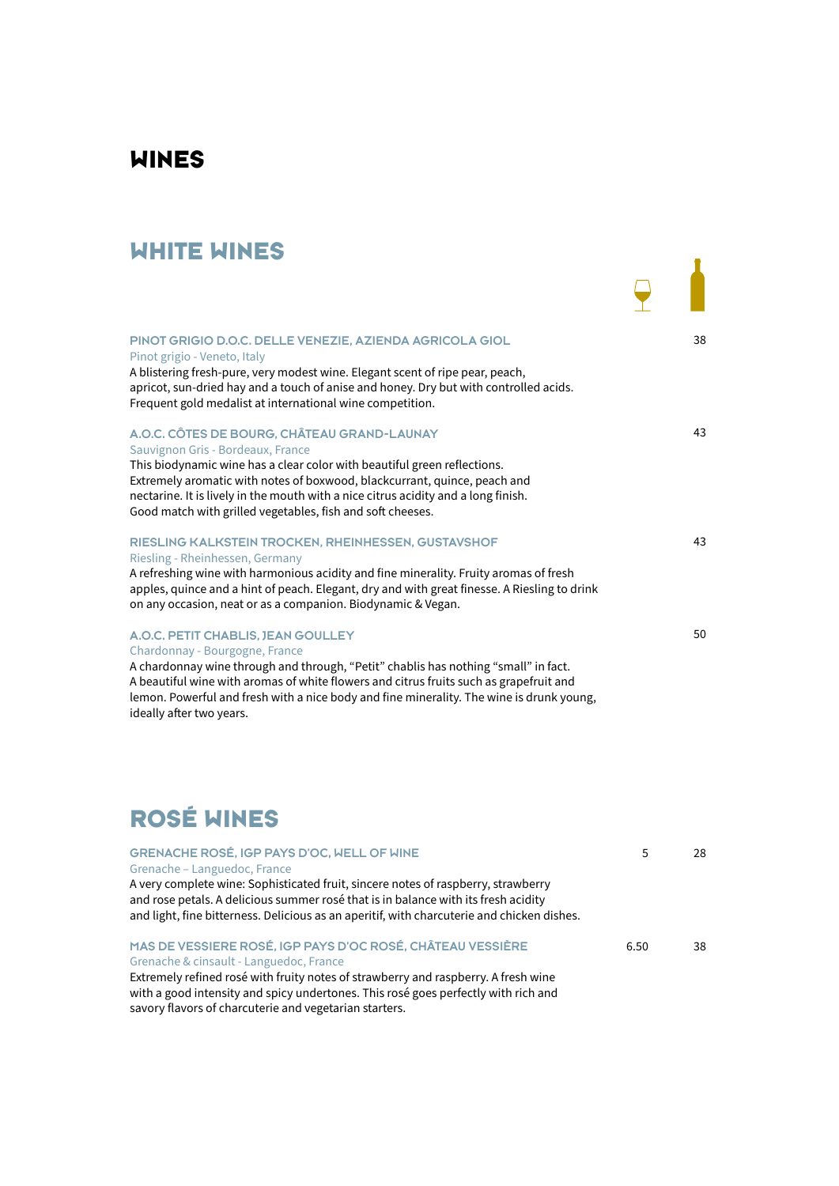# WINES

## WHITE WINES

| | Glass | Bottle |
|---|---|---|
| **PINOT GRIGIO D.O.C. DELLE VENEZIE, AZIENDA AGRICOLA GIOL** | | 38 |
| **A.O.C. CÔTES DE BOURG, CHÂTEAU GRAND-LAUNAY** | | 43 |
| **RIESLING KALKSTEIN TROCKEN, RHEINHESSEN, GUSTAVSHOF** | | 43 |
| **A.O.C. PETIT CHABLIS, JEAN GOULLEY** | | 50 |

**PINOT GRIGIO D.O.C. DELLE VENEZIE, AZIENDA AGRICOLA GIOL** — 38

Pinot grigio - Veneto, Italy

A blistering fresh-pure, very modest wine. Elegant scent of ripe pear, peach, apricot, sun-dried hay and a touch of anise and honey. Dry but with controlled acids. Frequent gold medalist at international wine competition.

**A.O.C. CÔTES DE BOURG, CHÂTEAU GRAND-LAUNAY** — 43

Sauvignon Gris - Bordeaux, France

This biodynamic wine has a clear color with beautiful green reflections. Extremely aromatic with notes of boxwood, blackcurrant, quince, peach and nectarine. It is lively in the mouth with a nice citrus acidity and a long finish. Good match with grilled vegetables, fish and soft cheeses.

**RIESLING KALKSTEIN TROCKEN, RHEINHESSEN, GUSTAVSHOF** — 43

Riesling - Rheinhessen, Germany

A refreshing wine with harmonious acidity and fine minerality. Fruity aromas of fresh apples, quince and a hint of peach. Elegant, dry and with great finesse. A Riesling to drink on any occasion, neat or as a companion. Biodynamic & Vegan.

**A.O.C. PETIT CHABLIS, JEAN GOULLEY** — 50

Chardonnay - Bourgogne, France

A chardonnay wine through and through, "Petit" chablis has nothing "small" in fact. A beautiful wine with aromas of white flowers and citrus fruits such as grapefruit and lemon. Powerful and fresh with a nice body and fine minerality. The wine is drunk young, ideally after two years.

## ROSÉ WINES

| | Glass | Bottle |
|---|---|---|
| **GRENACHE ROSÉ, IGP PAYS D'OC, WELL OF WINE** | 5 | 28 |
| **MAS DE VESSIERE ROSÉ, IGP PAYS D'OC ROSÉ, CHÂTEAU VESSIÈRE** | 6.50 | 38 |

**GRENACHE ROSÉ, IGP PAYS D'OC, WELL OF WINE** — 5 / 28

Grenache – Languedoc, France

A very complete wine: Sophisticated fruit, sincere notes of raspberry, strawberry and rose petals. A delicious summer rosé that is in balance with its fresh acidity and light, fine bitterness. Delicious as an aperitif, with charcuterie and chicken dishes.

**MAS DE VESSIERE ROSÉ, IGP PAYS D'OC ROSÉ, CHÂTEAU VESSIÈRE** — 6.50 / 38

Grenache & cinsault - Languedoc, France

Extremely refined rosé with fruity notes of strawberry and raspberry. A fresh wine with a good intensity and spicy undertones. This rosé goes perfectly with rich and savory flavors of charcuterie and vegetarian starters.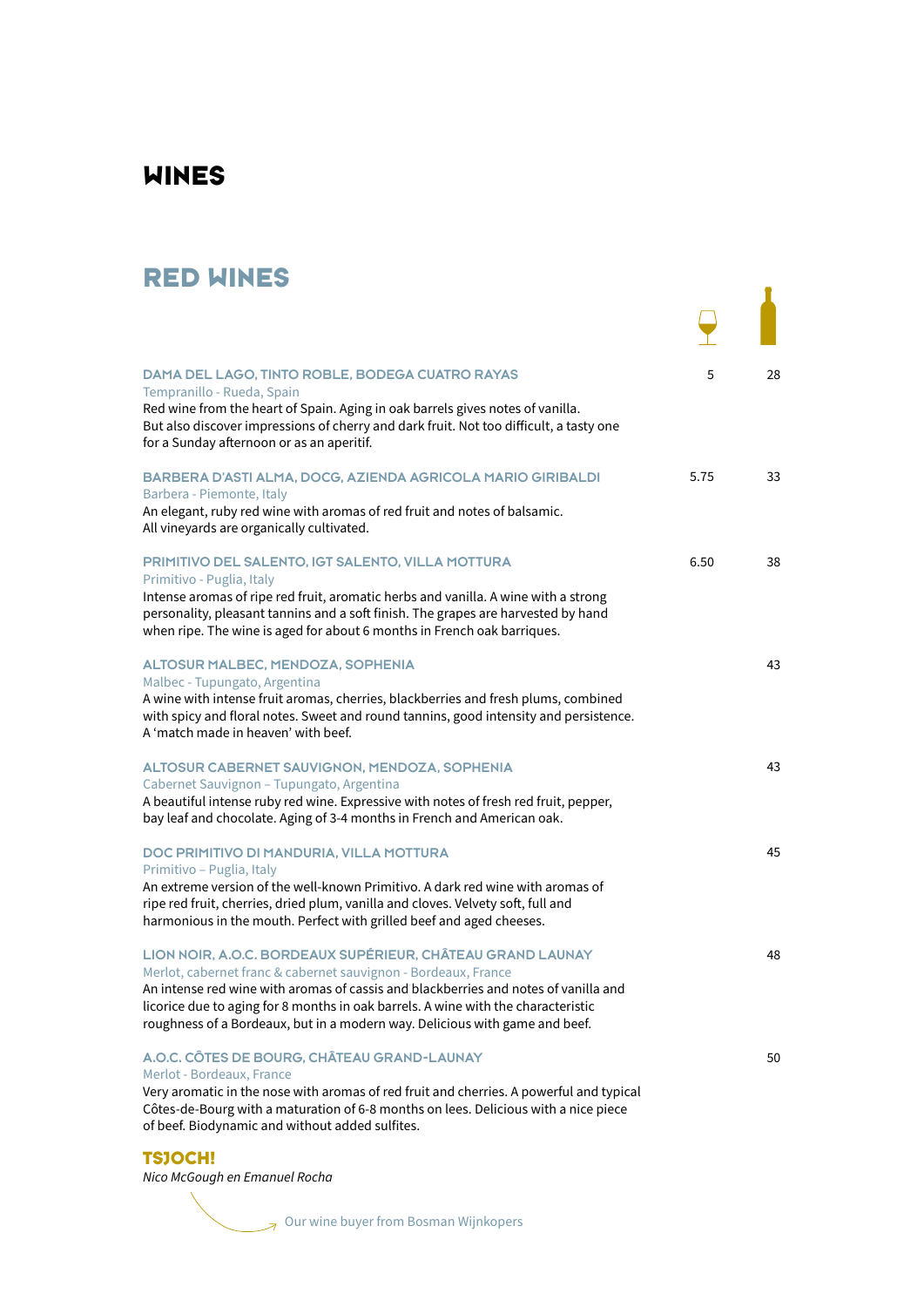# WINES

## RED WINES

| | Glass | Bottle |
|---|---|---|
| **DAMA DEL LAGO, TINTO ROBLE, BODEGA CUATRO RAYAS**<br>Tempranillo - Rueda, Spain<br>Red wine from the heart of Spain. Aging in oak barrels gives notes of vanilla. But also discover impressions of cherry and dark fruit. Not too difficult, a tasty one for a Sunday afternoon or as an aperitif. | 5 | 28 |
| **BARBERA D'ASTI ALMA, DOCG, AZIENDA AGRICOLA MARIO GIRIBALDI**<br>Barbera - Piemonte, Italy<br>An elegant, ruby red wine with aromas of red fruit and notes of balsamic. All vineyards are organically cultivated. | 5.75 | 33 |
| **PRIMITIVO DEL SALENTO, IGT SALENTO, VILLA MOTTURA**<br>Primitivo - Puglia, Italy<br>Intense aromas of ripe red fruit, aromatic herbs and vanilla. A wine with a strong personality, pleasant tannins and a soft finish. The grapes are harvested by hand when ripe. The wine is aged for about 6 months in French oak barriques. | 6.50 | 38 |
| **ALTOSUR MALBEC, MENDOZA, SOPHENIA**<br>Malbec - Tupungato, Argentina<br>A wine with intense fruit aromas, cherries, blackberries and fresh plums, combined with spicy and floral notes. Sweet and round tannins, good intensity and persistence. A 'match made in heaven' with beef. | | 43 |
| **ALTOSUR CABERNET SAUVIGNON, MENDOZA, SOPHENIA**<br>Cabernet Sauvignon – Tupungato, Argentina<br>A beautiful intense ruby red wine. Expressive with notes of fresh red fruit, pepper, bay leaf and chocolate. Aging of 3-4 months in French and American oak. | | 43 |
| **DOC PRIMITIVO DI MANDURIA, VILLA MOTTURA**<br>Primitivo – Puglia, Italy<br>An extreme version of the well-known Primitivo. A dark red wine with aromas of ripe red fruit, cherries, dried plum, vanilla and cloves. Velvety soft, full and harmonious in the mouth. Perfect with grilled beef and aged cheeses. | | 45 |
| **LION NOIR, A.O.C. BORDEAUX SUPÉRIEUR, CHÂTEAU GRAND LAUNAY**<br>Merlot, cabernet franc & cabernet sauvignon - Bordeaux, France<br>An intense red wine with aromas of cassis and blackberries and notes of vanilla and licorice due to aging for 8 months in oak barrels. A wine with the characteristic roughness of a Bordeaux, but in a modern way. Delicious with game and beef. | | 48 |
| **A.O.C. CÔTES DE BOURG, CHÂTEAU GRAND-LAUNAY**<br>Merlot - Bordeaux, France<br>Very aromatic in the nose with aromas of red fruit and cherries. A powerful and typical Côtes-de-Bourg with a maturation of 6-8 months on lees. Delicious with a nice piece of beef. Biodynamic and without added sulfites. | | 50 |

**TSJOCH!**

*Nico McGough en Emanuel Rocha*

Our wine buyer from Bosman Wijnkopers